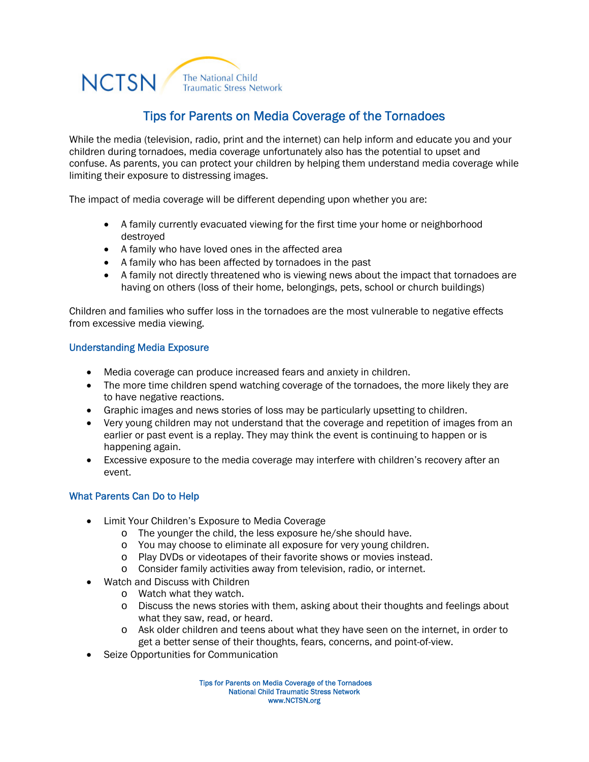NCTSN The National Child Traumatic Stress Network

# Tips for Parents on Media Coverage of the Tornadoes

While the media (television, radio, print and the internet) can help inform and educate you and your children during tornadoes, media coverage unfortunately also has the potential to upset and confuse. As parents, you can protect your children by helping them understand media coverage while limiting their exposure to distressing images.

The impact of media coverage will be different depending upon whether you are:

- A family currently evacuated viewing for the first time your home or neighborhood destroyed
- A family who have loved ones in the affected area
- A family who has been affected by tornadoes in the past
- A family not directly threatened who is viewing news about the impact that tornadoes are having on others (loss of their home, belongings, pets, school or church buildings)

Children and families who suffer loss in the tornadoes are the most vulnerable to negative effects from excessive media viewing.

## Understanding Media Exposure

- Media coverage can produce increased fears and anxiety in children.
- The more time children spend watching coverage of the tornadoes, the more likely they are to have negative reactions.
- Graphic images and news stories of loss may be particularly upsetting to children.
- Very young children may not understand that the coverage and repetition of images from an earlier or past event is a replay. They may think the event is continuing to happen or is happening again.
- Excessive exposure to the media coverage may interfere with children's recovery after an event.

## What Parents Can Do to Help

- Limit Your Children's Exposure to Media Coverage
  - The younger the child, the less exposure he/she should have.
  - You may choose to eliminate all exposure for very young children.
  - Play DVDs or videotapes of their favorite shows or movies instead.
  - Consider family activities away from television, radio, or internet.
- Watch and Discuss with Children
  - Watch what they watch.
  - Discuss the news stories with them, asking about their thoughts and feelings about what they saw, read, or heard.
  - Ask older children and teens about what they have seen on the internet, in order to get a better sense of their thoughts, fears, concerns, and point-of-view.
- Seize Opportunities for Communication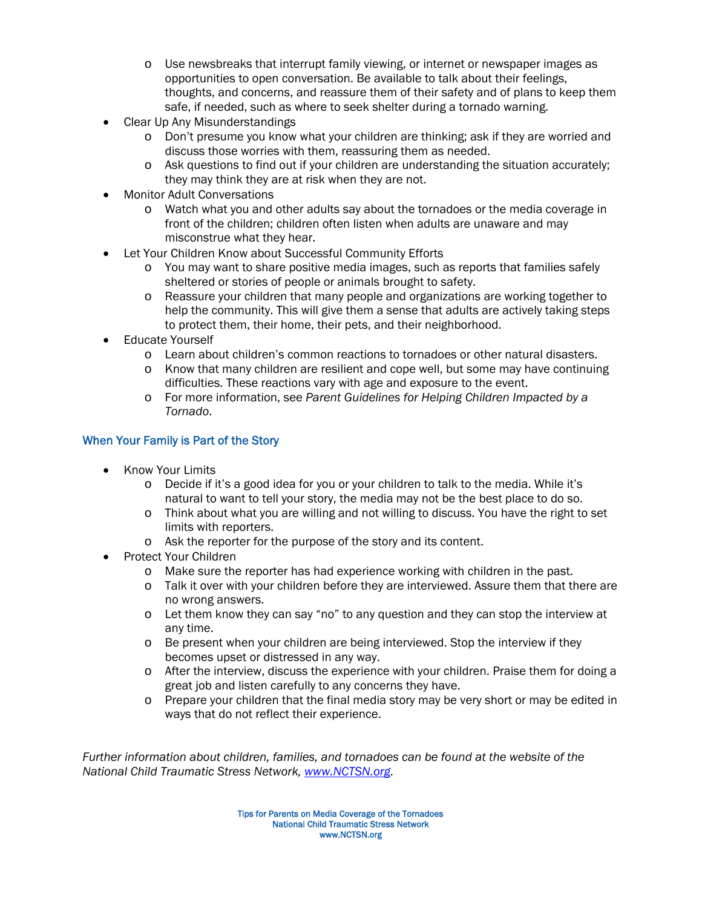- Use newsbreaks that interrupt family viewing, or internet or newspaper images as opportunities to open conversation. Be available to talk about their feelings, thoughts, and concerns, and reassure them of their safety and of plans to keep them safe, if needed, such as where to seek shelter during a tornado warning.

- Clear Up Any Misunderstandings
  - Don't presume you know what your children are thinking; ask if they are worried and discuss those worries with them, reassuring them as needed.
  - Ask questions to find out if your children are understanding the situation accurately; they may think they are at risk when they are not.
- Monitor Adult Conversations
  - Watch what you and other adults say about the tornadoes or the media coverage in front of the children; children often listen when adults are unaware and may misconstrue what they hear.
- Let Your Children Know about Successful Community Efforts
  - You may want to share positive media images, such as reports that families safely sheltered or stories of people or animals brought to safety.
  - Reassure your children that many people and organizations are working together to help the community. This will give them a sense that adults are actively taking steps to protect them, their home, their pets, and their neighborhood.
- Educate Yourself
  - Learn about children's common reactions to tornadoes or other natural disasters.
  - Know that many children are resilient and cope well, but some may have continuing difficulties. These reactions vary with age and exposure to the event.
  - For more information, see *Parent Guidelines for Helping Children Impacted by a Tornado*.

## When Your Family is Part of the Story

- Know Your Limits
  - Decide if it's a good idea for you or your children to talk to the media. While it's natural to want to tell your story, the media may not be the best place to do so.
  - Think about what you are willing and not willing to discuss. You have the right to set limits with reporters.
  - Ask the reporter for the purpose of the story and its content.
- Protect Your Children
  - Make sure the reporter has had experience working with children in the past.
  - Talk it over with your children before they are interviewed. Assure them that there are no wrong answers.
  - Let them know they can say "no" to any question and they can stop the interview at any time.
  - Be present when your children are being interviewed. Stop the interview if they becomes upset or distressed in any way.
  - After the interview, discuss the experience with your children. Praise them for doing a great job and listen carefully to any concerns they have.
  - Prepare your children that the final media story may be very short or may be edited in ways that do not reflect their experience.

*Further information about children, families, and tornadoes can be found at the website of the National Child Traumatic Stress Network, [www.NCTSN.org](http://www.NCTSN.org).*